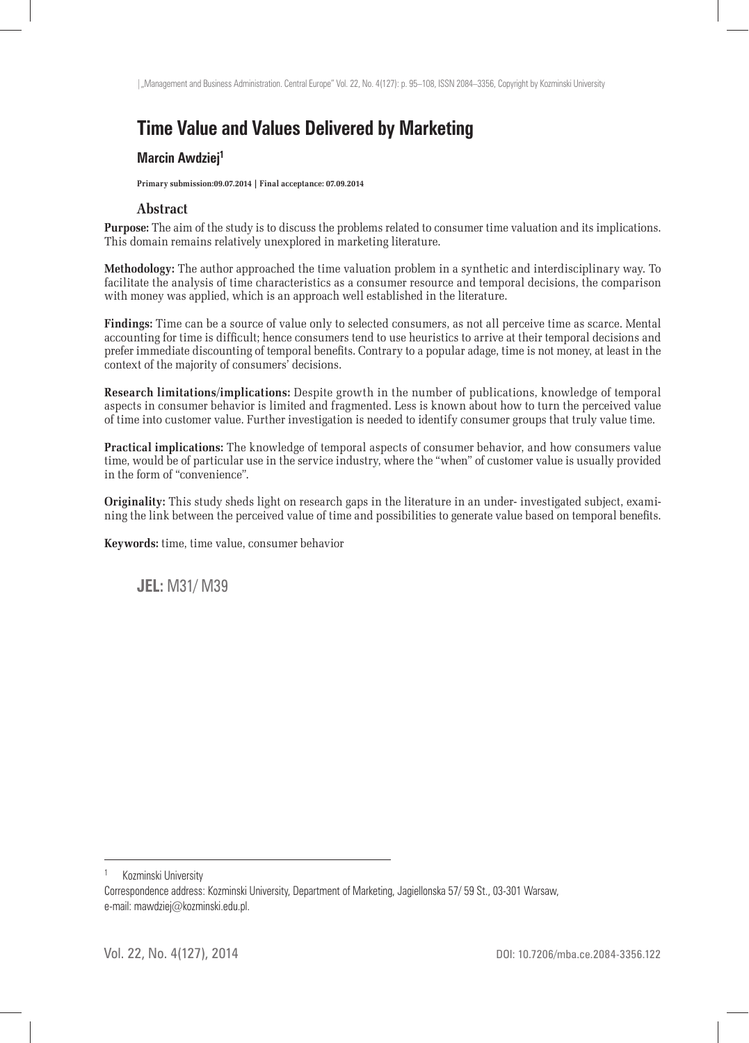# Time Value and Values Delivered by Marketing

**Marcin Awdziej**[1]

**Primary submission:09.07.2014 | Final acceptance: 07.09.2014**

## Abstract

**Purpose:** The aim of the study is to discuss the problems related to consumer time valuation and its implications. This domain remains relatively unexplored in marketing literature.

**Methodology:** The author approached the time valuation problem in a synthetic and interdisciplinary way. To facilitate the analysis of time characteristics as a consumer resource and temporal decisions, the comparison with money was applied, which is an approach well established in the literature.

**Findings:** Time can be a source of value only to selected consumers, as not all perceive time as scarce. Mental accounting for time is difficult; hence consumers tend to use heuristics to arrive at their temporal decisions and prefer immediate discounting of temporal benefits. Contrary to a popular adage, time is not money, at least in the context of the majority of consumers' decisions.

**Research limitations/implications:** Despite growth in the number of publications, knowledge of temporal aspects in consumer behavior is limited and fragmented. Less is known about how to turn the perceived value of time into customer value. Further investigation is needed to identify consumer groups that truly value time.

**Practical implications:** The knowledge of temporal aspects of consumer behavior, and how consumers value time, would be of particular use in the service industry, where the "when" of customer value is usually provided in the form of "convenience".

**Originality:** This study sheds light on research gaps in the literature in an under- investigated subject, examining the link between the perceived value of time and possibilities to generate value based on temporal benefits.

**Keywords:** time, time value, consumer behavior

**JEL:** M31/ M39

---

[1] Kozminski University

Correspondence address: Kozminski University, Department of Marketing, Jagiellonska 57/ 59 St., 03-301 Warsaw, e-mail: mawdziej@kozminski.edu.pl.

DOI: 10.7206/mba.ce.2084-3356.122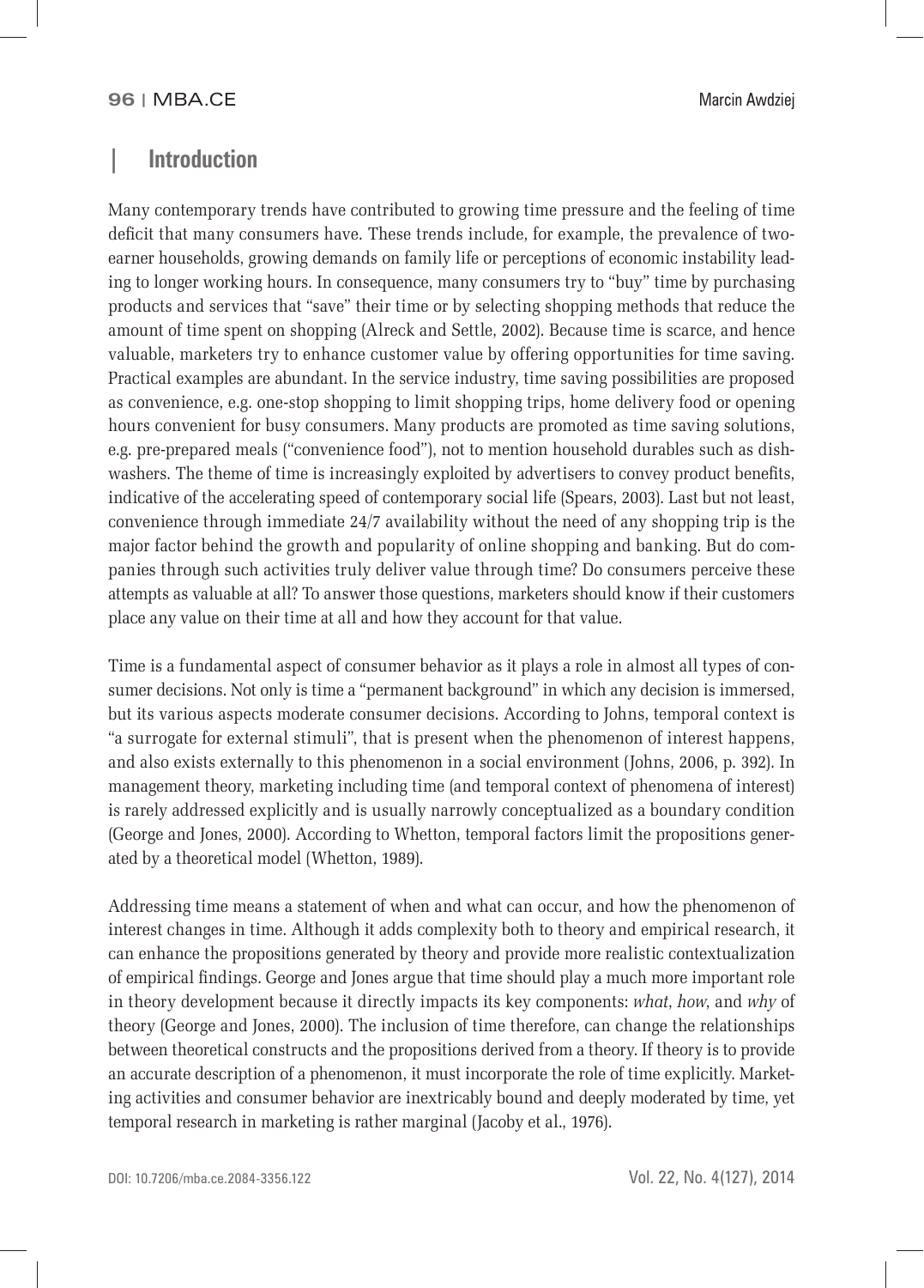## Introduction

Many contemporary trends have contributed to growing time pressure and the feeling of time deficit that many consumers have. These trends include, for example, the prevalence of two-earner households, growing demands on family life or perceptions of economic instability leading to longer working hours. In consequence, many consumers try to "buy" time by purchasing products and services that "save" their time or by selecting shopping methods that reduce the amount of time spent on shopping (Alreck and Settle, 2002). Because time is scarce, and hence valuable, marketers try to enhance customer value by offering opportunities for time saving. Practical examples are abundant. In the service industry, time saving possibilities are proposed as convenience, e.g. one-stop shopping to limit shopping trips, home delivery food or opening hours convenient for busy consumers. Many products are promoted as time saving solutions, e.g. pre-prepared meals ("convenience food"), not to mention household durables such as dishwashers. The theme of time is increasingly exploited by advertisers to convey product benefits, indicative of the accelerating speed of contemporary social life (Spears, 2003). Last but not least, convenience through immediate 24/7 availability without the need of any shopping trip is the major factor behind the growth and popularity of online shopping and banking. But do companies through such activities truly deliver value through time? Do consumers perceive these attempts as valuable at all? To answer those questions, marketers should know if their customers place any value on their time at all and how they account for that value.

Time is a fundamental aspect of consumer behavior as it plays a role in almost all types of consumer decisions. Not only is time a "permanent background" in which any decision is immersed, but its various aspects moderate consumer decisions. According to Johns, temporal context is "a surrogate for external stimuli", that is present when the phenomenon of interest happens, and also exists externally to this phenomenon in a social environment (Johns, 2006, p. 392). In management theory, marketing including time (and temporal context of phenomena of interest) is rarely addressed explicitly and is usually narrowly conceptualized as a boundary condition (George and Jones, 2000). According to Whetton, temporal factors limit the propositions generated by a theoretical model (Whetton, 1989).

Addressing time means a statement of when and what can occur, and how the phenomenon of interest changes in time. Although it adds complexity both to theory and empirical research, it can enhance the propositions generated by theory and provide more realistic contextualization of empirical findings. George and Jones argue that time should play a much more important role in theory development because it directly impacts its key components: *what*, *how*, and *why* of theory (George and Jones, 2000). The inclusion of time therefore, can change the relationships between theoretical constructs and the propositions derived from a theory. If theory is to provide an accurate description of a phenomenon, it must incorporate the role of time explicitly. Marketing activities and consumer behavior are inextricably bound and deeply moderated by time, yet temporal research in marketing is rather marginal (Jacoby et al., 1976).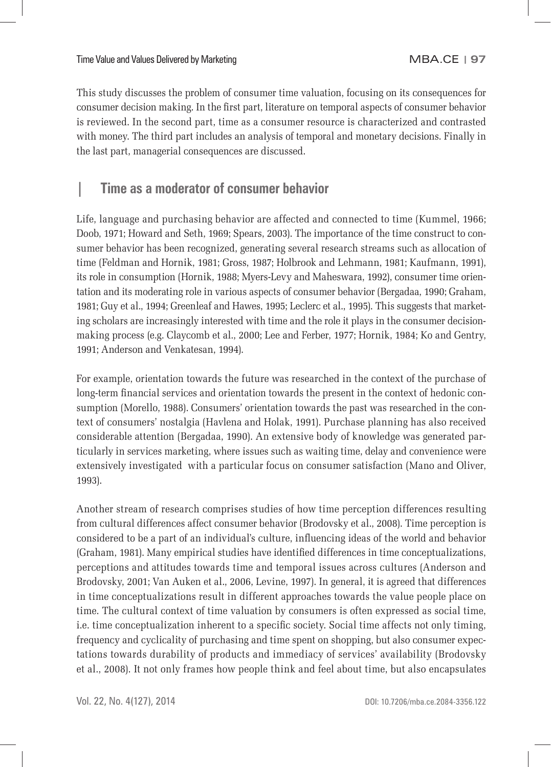This study discusses the problem of consumer time valuation, focusing on its consequences for consumer decision making. In the first part, literature on temporal aspects of consumer behavior is reviewed. In the second part, time as a consumer resource is characterized and contrasted with money. The third part includes an analysis of temporal and monetary decisions. Finally in the last part, managerial consequences are discussed.

## Time as a moderator of consumer behavior

Life, language and purchasing behavior are affected and connected to time (Kummel, 1966; Doob, 1971; Howard and Seth, 1969; Spears, 2003). The importance of the time construct to consumer behavior has been recognized, generating several research streams such as allocation of time (Feldman and Hornik, 1981; Gross, 1987; Holbrook and Lehmann, 1981; Kaufmann, 1991), its role in consumption (Hornik, 1988; Myers-Levy and Maheswara, 1992), consumer time orientation and its moderating role in various aspects of consumer behavior (Bergadaa, 1990; Graham, 1981; Guy et al., 1994; Greenleaf and Hawes, 1995; Leclerc et al., 1995). This suggests that marketing scholars are increasingly interested with time and the role it plays in the consumer decision-making process (e.g. Claycomb et al., 2000; Lee and Ferber, 1977; Hornik, 1984; Ko and Gentry, 1991; Anderson and Venkatesan, 1994).

For example, orientation towards the future was researched in the context of the purchase of long-term financial services and orientation towards the present in the context of hedonic consumption (Morello, 1988). Consumers' orientation towards the past was researched in the context of consumers' nostalgia (Havlena and Holak, 1991). Purchase planning has also received considerable attention (Bergadaa, 1990). An extensive body of knowledge was generated particularly in services marketing, where issues such as waiting time, delay and convenience were extensively investigated with a particular focus on consumer satisfaction (Mano and Oliver, 1993).

Another stream of research comprises studies of how time perception differences resulting from cultural differences affect consumer behavior (Brodovsky et al., 2008). Time perception is considered to be a part of an individual's culture, influencing ideas of the world and behavior (Graham, 1981). Many empirical studies have identified differences in time conceptualizations, perceptions and attitudes towards time and temporal issues across cultures (Anderson and Brodovsky, 2001; Van Auken et al., 2006, Levine, 1997). In general, it is agreed that differences in time conceptualizations result in different approaches towards the value people place on time. The cultural context of time valuation by consumers is often expressed as social time, i.e. time conceptualization inherent to a specific society. Social time affects not only timing, frequency and cyclicality of purchasing and time spent on shopping, but also consumer expectations towards durability of products and immediacy of services' availability (Brodovsky et al., 2008). It not only frames how people think and feel about time, but also encapsulates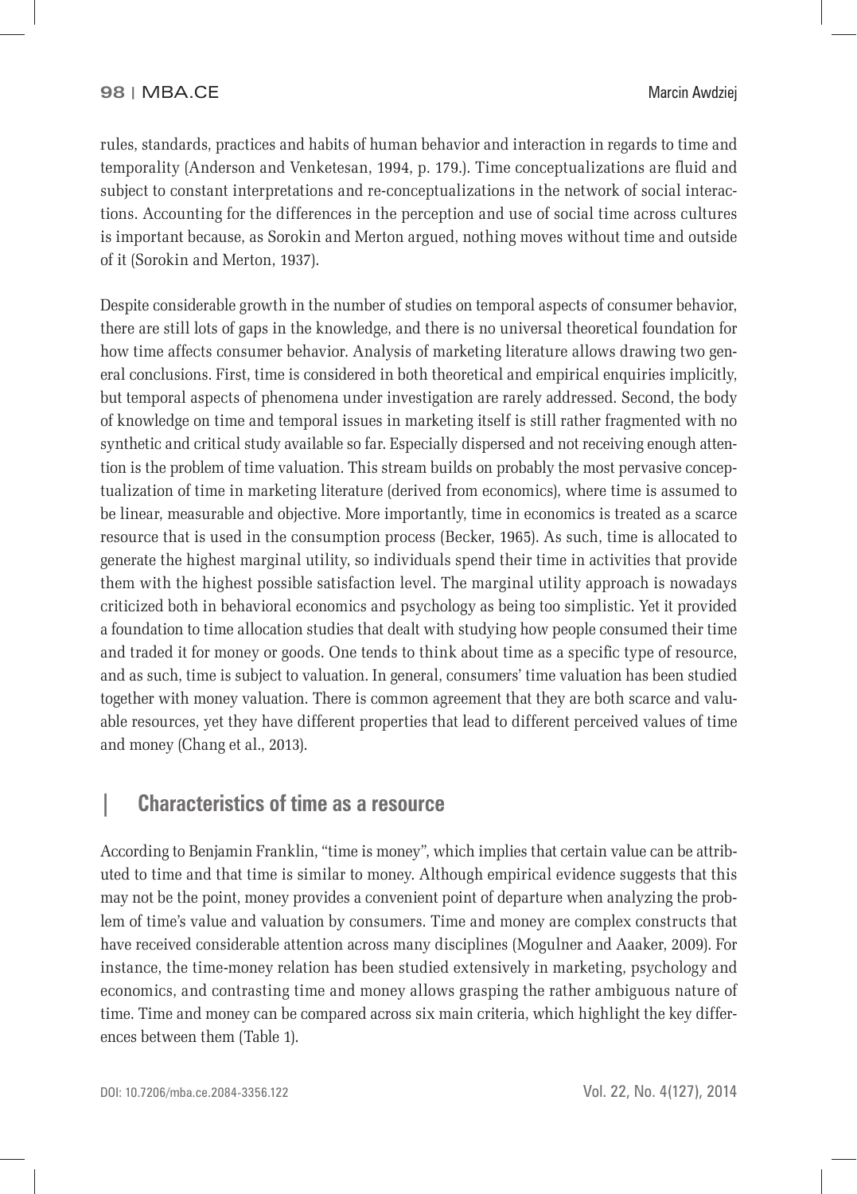rules, standards, practices and habits of human behavior and interaction in regards to time and temporality (Anderson and Venketesan, 1994, p. 179.). Time conceptualizations are fluid and subject to constant interpretations and re-conceptualizations in the network of social interactions. Accounting for the differences in the perception and use of social time across cultures is important because, as Sorokin and Merton argued, nothing moves without time and outside of it (Sorokin and Merton, 1937).

Despite considerable growth in the number of studies on temporal aspects of consumer behavior, there are still lots of gaps in the knowledge, and there is no universal theoretical foundation for how time affects consumer behavior. Analysis of marketing literature allows drawing two general conclusions. First, time is considered in both theoretical and empirical enquiries implicitly, but temporal aspects of phenomena under investigation are rarely addressed. Second, the body of knowledge on time and temporal issues in marketing itself is still rather fragmented with no synthetic and critical study available so far. Especially dispersed and not receiving enough attention is the problem of time valuation. This stream builds on probably the most pervasive conceptualization of time in marketing literature (derived from economics), where time is assumed to be linear, measurable and objective. More importantly, time in economics is treated as a scarce resource that is used in the consumption process (Becker, 1965). As such, time is allocated to generate the highest marginal utility, so individuals spend their time in activities that provide them with the highest possible satisfaction level. The marginal utility approach is nowadays criticized both in behavioral economics and psychology as being too simplistic. Yet it provided a foundation to time allocation studies that dealt with studying how people consumed their time and traded it for money or goods. One tends to think about time as a specific type of resource, and as such, time is subject to valuation. In general, consumers' time valuation has been studied together with money valuation. There is common agreement that they are both scarce and valuable resources, yet they have different properties that lead to different perceived values of time and money (Chang et al., 2013).

## Characteristics of time as a resource

According to Benjamin Franklin, "time is money", which implies that certain value can be attributed to time and that time is similar to money. Although empirical evidence suggests that this may not be the point, money provides a convenient point of departure when analyzing the problem of time's value and valuation by consumers. Time and money are complex constructs that have received considerable attention across many disciplines (Mogulner and Aaaker, 2009). For instance, the time-money relation has been studied extensively in marketing, psychology and economics, and contrasting time and money allows grasping the rather ambiguous nature of time. Time and money can be compared across six main criteria, which highlight the key differences between them (Table 1).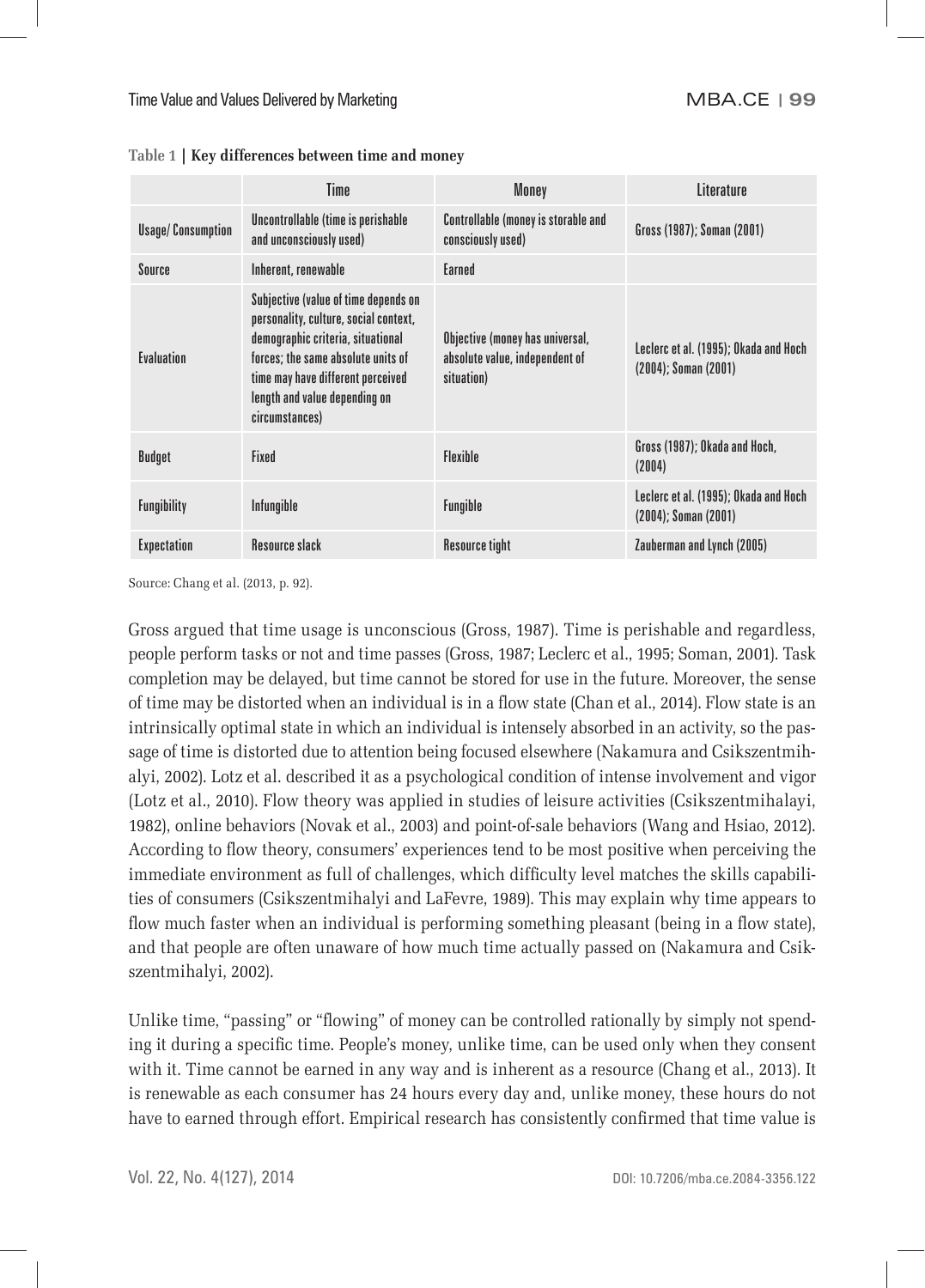**Table 1 | Key differences between time and money**

| | Time | Money | Literature |
|---|---|---|---|
| Usage/ Consumption | Uncontrollable (time is perishable and unconsciously used) | Controllable (money is storable and consciously used) | Gross (1987); Soman (2001) |
| Source | Inherent, renewable | Earned | |
| Evaluation | Subjective (value of time depends on personality, culture, social context, demographic criteria, situational forces; the same absolute units of time may have different perceived length and value depending on circumstances) | Objective (money has universal, absolute value, independent of situation) | Leclerc et al. (1995); Okada and Hoch (2004); Soman (2001) |
| Budget | Fixed | Flexible | Gross (1987); Okada and Hoch, (2004) |
| Fungibility | Infungible | Fungible | Leclerc et al. (1995); Okada and Hoch (2004); Soman (2001) |
| Expectation | Resource slack | Resource tight | Zauberman and Lynch (2005) |

Source: Chang et al. (2013, p. 92).

Gross argued that time usage is unconscious (Gross, 1987). Time is perishable and regardless, people perform tasks or not and time passes (Gross, 1987; Leclerc et al., 1995; Soman, 2001). Task completion may be delayed, but time cannot be stored for use in the future. Moreover, the sense of time may be distorted when an individual is in a flow state (Chan et al., 2014). Flow state is an intrinsically optimal state in which an individual is intensely absorbed in an activity, so the passage of time is distorted due to attention being focused elsewhere (Nakamura and Csikszentmihalyi, 2002). Lotz et al. described it as a psychological condition of intense involvement and vigor (Lotz et al., 2010). Flow theory was applied in studies of leisure activities (Csikszentmihalayi, 1982), online behaviors (Novak et al., 2003) and point-of-sale behaviors (Wang and Hsiao, 2012). According to flow theory, consumers' experiences tend to be most positive when perceiving the immediate environment as full of challenges, which difficulty level matches the skills capabilities of consumers (Csikszentmihalyi and LaFevre, 1989). This may explain why time appears to flow much faster when an individual is performing something pleasant (being in a flow state), and that people are often unaware of how much time actually passed on (Nakamura and Csikszentmihalyi, 2002).

Unlike time, "passing" or "flowing" of money can be controlled rationally by simply not spending it during a specific time. People's money, unlike time, can be used only when they consent with it. Time cannot be earned in any way and is inherent as a resource (Chang et al., 2013). It is renewable as each consumer has 24 hours every day and, unlike money, these hours do not have to earned through effort. Empirical research has consistently confirmed that time value is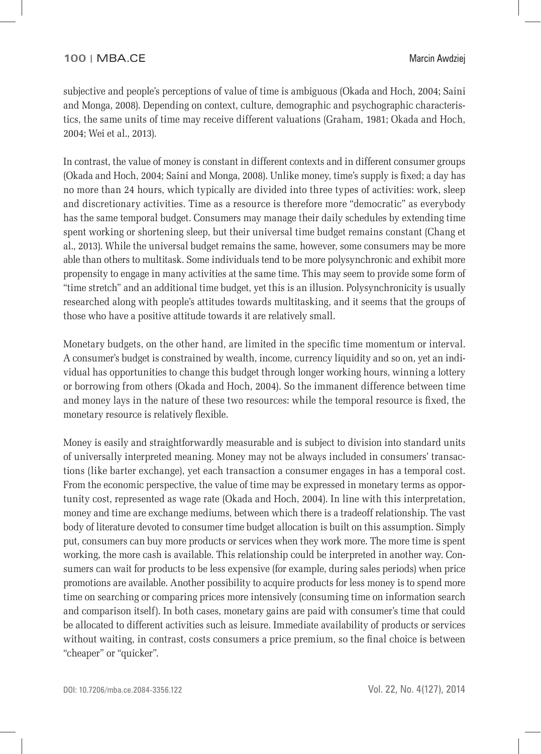subjective and people's perceptions of value of time is ambiguous (Okada and Hoch, 2004; Saini and Monga, 2008). Depending on context, culture, demographic and psychographic characteristics, the same units of time may receive different valuations (Graham, 1981; Okada and Hoch, 2004; Wei et al., 2013).

In contrast, the value of money is constant in different contexts and in different consumer groups (Okada and Hoch, 2004; Saini and Monga, 2008). Unlike money, time's supply is fixed; a day has no more than 24 hours, which typically are divided into three types of activities: work, sleep and discretionary activities. Time as a resource is therefore more "democratic" as everybody has the same temporal budget. Consumers may manage their daily schedules by extending time spent working or shortening sleep, but their universal time budget remains constant (Chang et al., 2013). While the universal budget remains the same, however, some consumers may be more able than others to multitask. Some individuals tend to be more polysynchronic and exhibit more propensity to engage in many activities at the same time. This may seem to provide some form of "time stretch" and an additional time budget, yet this is an illusion. Polysynchronicity is usually researched along with people's attitudes towards multitasking, and it seems that the groups of those who have a positive attitude towards it are relatively small.

Monetary budgets, on the other hand, are limited in the specific time momentum or interval. A consumer's budget is constrained by wealth, income, currency liquidity and so on, yet an individual has opportunities to change this budget through longer working hours, winning a lottery or borrowing from others (Okada and Hoch, 2004). So the immanent difference between time and money lays in the nature of these two resources: while the temporal resource is fixed, the monetary resource is relatively flexible.

Money is easily and straightforwardly measurable and is subject to division into standard units of universally interpreted meaning. Money may not be always included in consumers' transactions (like barter exchange), yet each transaction a consumer engages in has a temporal cost. From the economic perspective, the value of time may be expressed in monetary terms as opportunity cost, represented as wage rate (Okada and Hoch, 2004). In line with this interpretation, money and time are exchange mediums, between which there is a tradeoff relationship. The vast body of literature devoted to consumer time budget allocation is built on this assumption. Simply put, consumers can buy more products or services when they work more. The more time is spent working, the more cash is available. This relationship could be interpreted in another way. Consumers can wait for products to be less expensive (for example, during sales periods) when price promotions are available. Another possibility to acquire products for less money is to spend more time on searching or comparing prices more intensively (consuming time on information search and comparison itself). In both cases, monetary gains are paid with consumer's time that could be allocated to different activities such as leisure. Immediate availability of products or services without waiting, in contrast, costs consumers a price premium, so the final choice is between "cheaper" or "quicker".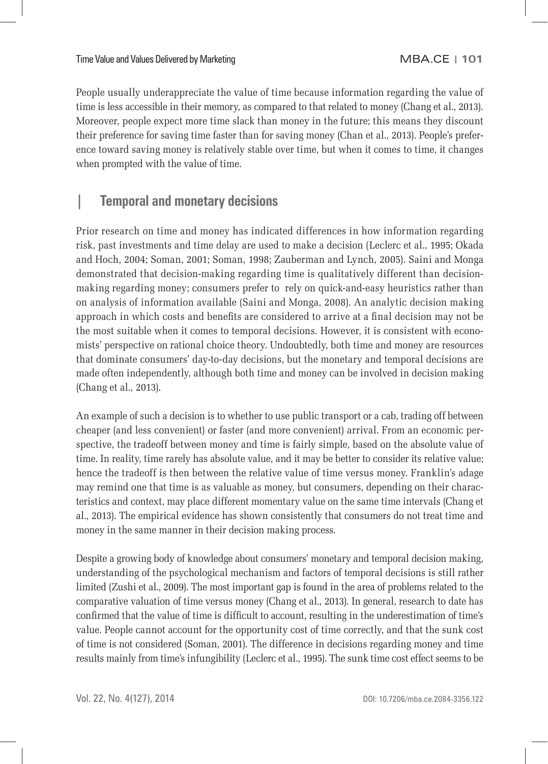People usually underappreciate the value of time because information regarding the value of time is less accessible in their memory, as compared to that related to money (Chang et al., 2013). Moreover, people expect more time slack than money in the future; this means they discount their preference for saving time faster than for saving money (Chan et al., 2013). People's preference toward saving money is relatively stable over time, but when it comes to time, it changes when prompted with the value of time.

## Temporal and monetary decisions

Prior research on time and money has indicated differences in how information regarding risk, past investments and time delay are used to make a decision (Leclerc et al., 1995; Okada and Hoch, 2004; Soman, 2001; Soman, 1998; Zauberman and Lynch, 2005). Saini and Monga demonstrated that decision-making regarding time is qualitatively different than decision-making regarding money; consumers prefer to rely on quick-and-easy heuristics rather than on analysis of information available (Saini and Monga, 2008). An analytic decision making approach in which costs and benefits are considered to arrive at a final decision may not be the most suitable when it comes to temporal decisions. However, it is consistent with economists' perspective on rational choice theory. Undoubtedly, both time and money are resources that dominate consumers' day-to-day decisions, but the monetary and temporal decisions are made often independently, although both time and money can be involved in decision making (Chang et al., 2013).

An example of such a decision is to whether to use public transport or a cab, trading off between cheaper (and less convenient) or faster (and more convenient) arrival. From an economic perspective, the tradeoff between money and time is fairly simple, based on the absolute value of time. In reality, time rarely has absolute value, and it may be better to consider its relative value; hence the tradeoff is then between the relative value of time versus money. Franklin's adage may remind one that time is as valuable as money, but consumers, depending on their characteristics and context, may place different momentary value on the same time intervals (Chang et al., 2013). The empirical evidence has shown consistently that consumers do not treat time and money in the same manner in their decision making process.

Despite a growing body of knowledge about consumers' monetary and temporal decision making, understanding of the psychological mechanism and factors of temporal decisions is still rather limited (Zushi et al., 2009). The most important gap is found in the area of problems related to the comparative valuation of time versus money (Chang et al., 2013). In general, research to date has confirmed that the value of time is difficult to account, resulting in the underestimation of time's value. People cannot account for the opportunity cost of time correctly, and that the sunk cost of time is not considered (Soman, 2001). The difference in decisions regarding money and time results mainly from time's infungibility (Leclerc et al., 1995). The sunk time cost effect seems to be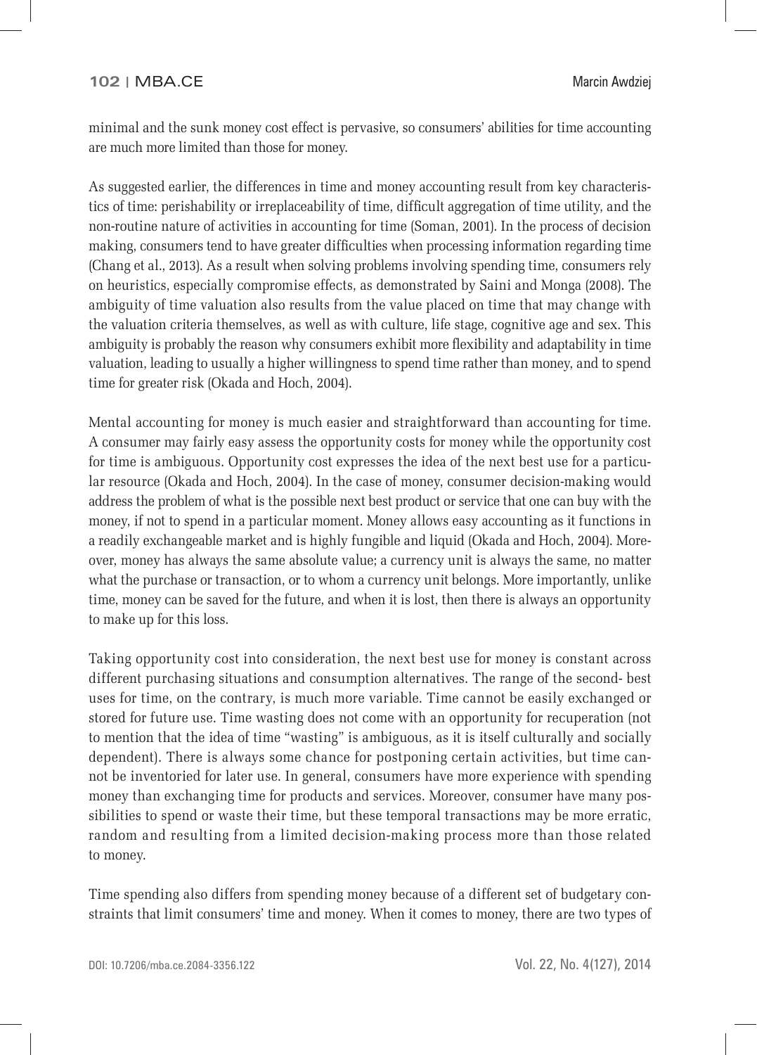minimal and the sunk money cost effect is pervasive, so consumers' abilities for time accounting are much more limited than those for money.

As suggested earlier, the differences in time and money accounting result from key characteristics of time: perishability or irreplaceability of time, difficult aggregation of time utility, and the non-routine nature of activities in accounting for time (Soman, 2001). In the process of decision making, consumers tend to have greater difficulties when processing information regarding time (Chang et al., 2013). As a result when solving problems involving spending time, consumers rely on heuristics, especially compromise effects, as demonstrated by Saini and Monga (2008). The ambiguity of time valuation also results from the value placed on time that may change with the valuation criteria themselves, as well as with culture, life stage, cognitive age and sex. This ambiguity is probably the reason why consumers exhibit more flexibility and adaptability in time valuation, leading to usually a higher willingness to spend time rather than money, and to spend time for greater risk (Okada and Hoch, 2004).

Mental accounting for money is much easier and straightforward than accounting for time. A consumer may fairly easy assess the opportunity costs for money while the opportunity cost for time is ambiguous. Opportunity cost expresses the idea of the next best use for a particular resource (Okada and Hoch, 2004). In the case of money, consumer decision-making would address the problem of what is the possible next best product or service that one can buy with the money, if not to spend in a particular moment. Money allows easy accounting as it functions in a readily exchangeable market and is highly fungible and liquid (Okada and Hoch, 2004). Moreover, money has always the same absolute value; a currency unit is always the same, no matter what the purchase or transaction, or to whom a currency unit belongs. More importantly, unlike time, money can be saved for the future, and when it is lost, then there is always an opportunity to make up for this loss.

Taking opportunity cost into consideration, the next best use for money is constant across different purchasing situations and consumption alternatives. The range of the second- best uses for time, on the contrary, is much more variable. Time cannot be easily exchanged or stored for future use. Time wasting does not come with an opportunity for recuperation (not to mention that the idea of time "wasting" is ambiguous, as it is itself culturally and socially dependent). There is always some chance for postponing certain activities, but time cannot be inventoried for later use. In general, consumers have more experience with spending money than exchanging time for products and services. Moreover, consumer have many possibilities to spend or waste their time, but these temporal transactions may be more erratic, random and resulting from a limited decision-making process more than those related to money.

Time spending also differs from spending money because of a different set of budgetary constraints that limit consumers' time and money. When it comes to money, there are two types of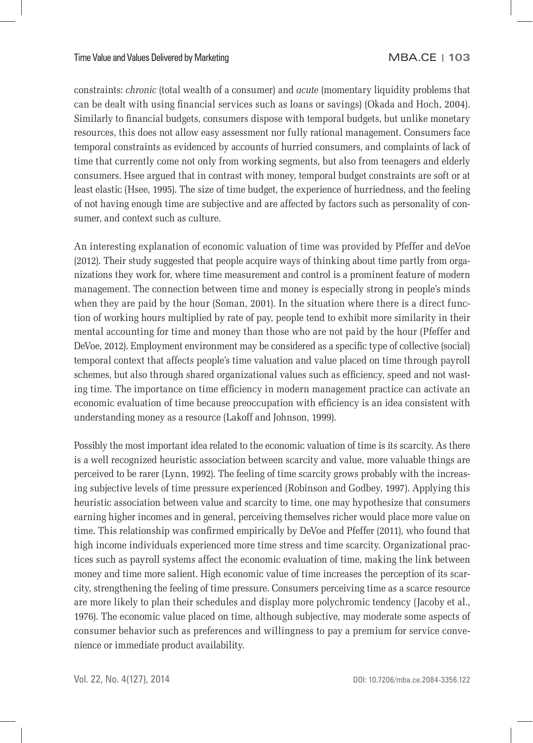constraints: *chronic* (total wealth of a consumer) and *acute* (momentary liquidity problems that can be dealt with using financial services such as loans or savings) (Okada and Hoch, 2004). Similarly to financial budgets, consumers dispose with temporal budgets, but unlike monetary resources, this does not allow easy assessment nor fully rational management. Consumers face temporal constraints as evidenced by accounts of hurried consumers, and complaints of lack of time that currently come not only from working segments, but also from teenagers and elderly consumers. Hsee argued that in contrast with money, temporal budget constraints are soft or at least elastic (Hsee, 1995). The size of time budget, the experience of hurriedness, and the feeling of not having enough time are subjective and are affected by factors such as personality of consumer, and context such as culture.

An interesting explanation of economic valuation of time was provided by Pfeffer and deVoe (2012). Their study suggested that people acquire ways of thinking about time partly from organizations they work for, where time measurement and control is a prominent feature of modern management. The connection between time and money is especially strong in people's minds when they are paid by the hour (Soman, 2001). In the situation where there is a direct function of working hours multiplied by rate of pay, people tend to exhibit more similarity in their mental accounting for time and money than those who are not paid by the hour (Pfeffer and DeVoe, 2012). Employment environment may be considered as a specific type of collective (social) temporal context that affects people's time valuation and value placed on time through payroll schemes, but also through shared organizational values such as efficiency, speed and not wasting time. The importance on time efficiency in modern management practice can activate an economic evaluation of time because preoccupation with efficiency is an idea consistent with understanding money as a resource (Lakoff and Johnson, 1999).

Possibly the most important idea related to the economic valuation of time is its scarcity. As there is a well recognized heuristic association between scarcity and value, more valuable things are perceived to be rarer (Lynn, 1992). The feeling of time scarcity grows probably with the increasing subjective levels of time pressure experienced (Robinson and Godbey, 1997). Applying this heuristic association between value and scarcity to time, one may hypothesize that consumers earning higher incomes and in general, perceiving themselves richer would place more value on time. This relationship was confirmed empirically by DeVoe and Pfeffer (2011), who found that high income individuals experienced more time stress and time scarcity. Organizational practices such as payroll systems affect the economic evaluation of time, making the link between money and time more salient. High economic value of time increases the perception of its scarcity, strengthening the feeling of time pressure. Consumers perceiving time as a scarce resource are more likely to plan their schedules and display more polychromic tendency (Jacoby et al., 1976). The economic value placed on time, although subjective, may moderate some aspects of consumer behavior such as preferences and willingness to pay a premium for service convenience or immediate product availability.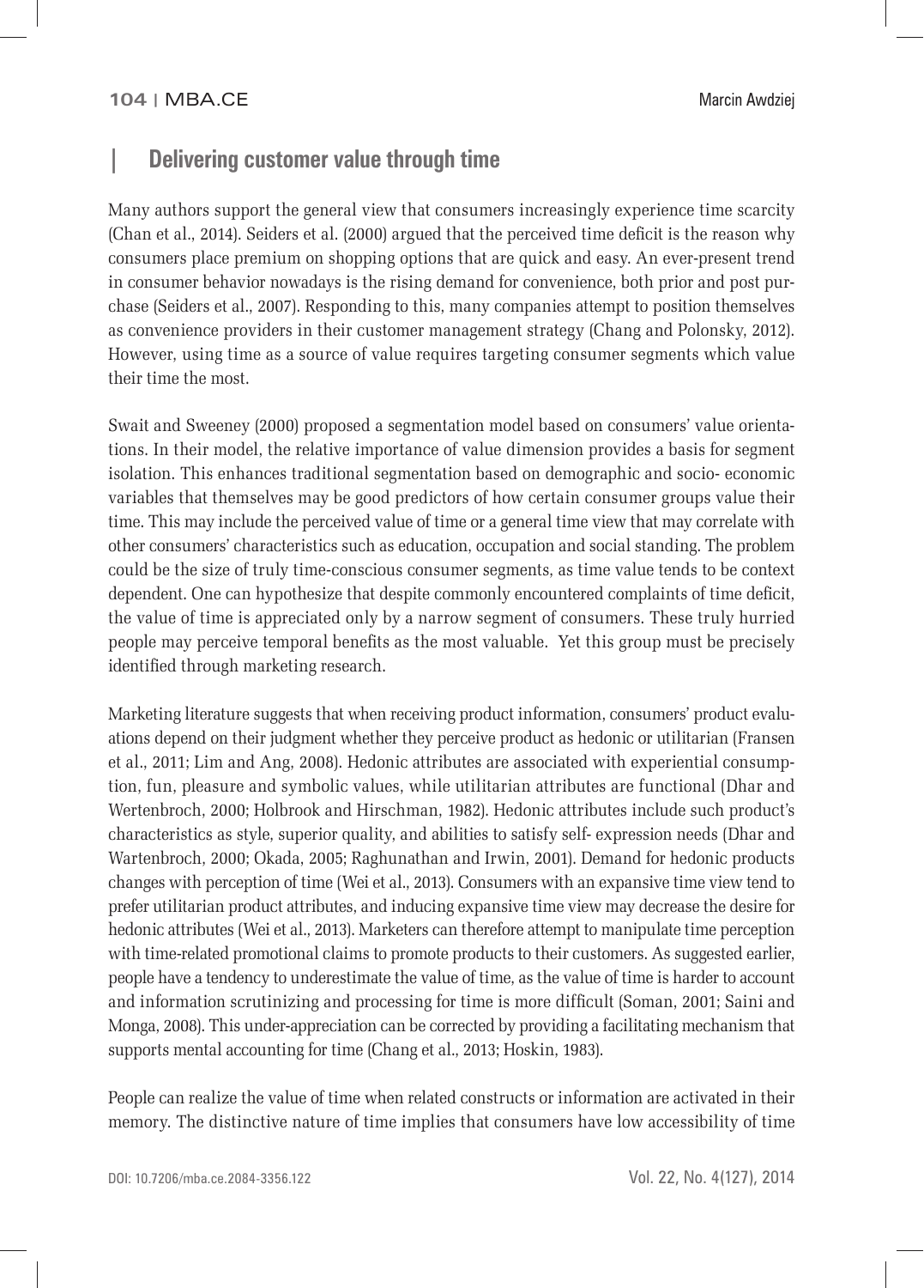## Delivering customer value through time

Many authors support the general view that consumers increasingly experience time scarcity (Chan et al., 2014). Seiders et al. (2000) argued that the perceived time deficit is the reason why consumers place premium on shopping options that are quick and easy. An ever-present trend in consumer behavior nowadays is the rising demand for convenience, both prior and post purchase (Seiders et al., 2007). Responding to this, many companies attempt to position themselves as convenience providers in their customer management strategy (Chang and Polonsky, 2012). However, using time as a source of value requires targeting consumer segments which value their time the most.

Swait and Sweeney (2000) proposed a segmentation model based on consumers' value orientations. In their model, the relative importance of value dimension provides a basis for segment isolation. This enhances traditional segmentation based on demographic and socio- economic variables that themselves may be good predictors of how certain consumer groups value their time. This may include the perceived value of time or a general time view that may correlate with other consumers' characteristics such as education, occupation and social standing. The problem could be the size of truly time-conscious consumer segments, as time value tends to be context dependent. One can hypothesize that despite commonly encountered complaints of time deficit, the value of time is appreciated only by a narrow segment of consumers. These truly hurried people may perceive temporal benefits as the most valuable. Yet this group must be precisely identified through marketing research.

Marketing literature suggests that when receiving product information, consumers' product evaluations depend on their judgment whether they perceive product as hedonic or utilitarian (Fransen et al., 2011; Lim and Ang, 2008). Hedonic attributes are associated with experiential consumption, fun, pleasure and symbolic values, while utilitarian attributes are functional (Dhar and Wertenbroch, 2000; Holbrook and Hirschman, 1982). Hedonic attributes include such product's characteristics as style, superior quality, and abilities to satisfy self- expression needs (Dhar and Wartenbroch, 2000; Okada, 2005; Raghunathan and Irwin, 2001). Demand for hedonic products changes with perception of time (Wei et al., 2013). Consumers with an expansive time view tend to prefer utilitarian product attributes, and inducing expansive time view may decrease the desire for hedonic attributes (Wei et al., 2013). Marketers can therefore attempt to manipulate time perception with time-related promotional claims to promote products to their customers. As suggested earlier, people have a tendency to underestimate the value of time, as the value of time is harder to account and information scrutinizing and processing for time is more difficult (Soman, 2001; Saini and Monga, 2008). This under-appreciation can be corrected by providing a facilitating mechanism that supports mental accounting for time (Chang et al., 2013; Hoskin, 1983).

People can realize the value of time when related constructs or information are activated in their memory. The distinctive nature of time implies that consumers have low accessibility of time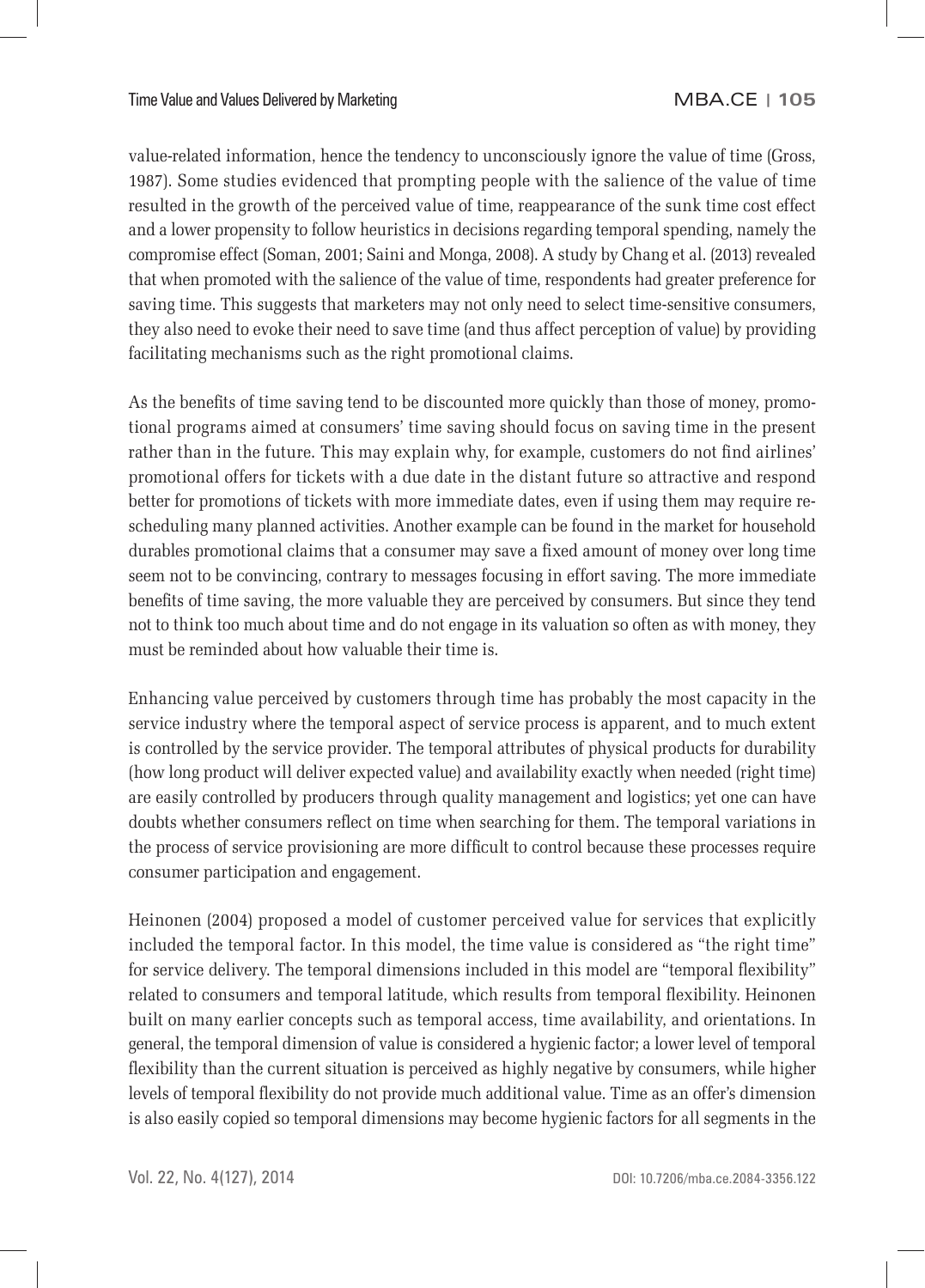value-related information, hence the tendency to unconsciously ignore the value of time (Gross, 1987). Some studies evidenced that prompting people with the salience of the value of time resulted in the growth of the perceived value of time, reappearance of the sunk time cost effect and a lower propensity to follow heuristics in decisions regarding temporal spending, namely the compromise effect (Soman, 2001; Saini and Monga, 2008). A study by Chang et al. (2013) revealed that when promoted with the salience of the value of time, respondents had greater preference for saving time. This suggests that marketers may not only need to select time-sensitive consumers, they also need to evoke their need to save time (and thus affect perception of value) by providing facilitating mechanisms such as the right promotional claims.

As the benefits of time saving tend to be discounted more quickly than those of money, promotional programs aimed at consumers' time saving should focus on saving time in the present rather than in the future. This may explain why, for example, customers do not find airlines' promotional offers for tickets with a due date in the distant future so attractive and respond better for promotions of tickets with more immediate dates, even if using them may require rescheduling many planned activities. Another example can be found in the market for household durables promotional claims that a consumer may save a fixed amount of money over long time seem not to be convincing, contrary to messages focusing in effort saving. The more immediate benefits of time saving, the more valuable they are perceived by consumers. But since they tend not to think too much about time and do not engage in its valuation so often as with money, they must be reminded about how valuable their time is.

Enhancing value perceived by customers through time has probably the most capacity in the service industry where the temporal aspect of service process is apparent, and to much extent is controlled by the service provider. The temporal attributes of physical products for durability (how long product will deliver expected value) and availability exactly when needed (right time) are easily controlled by producers through quality management and logistics; yet one can have doubts whether consumers reflect on time when searching for them. The temporal variations in the process of service provisioning are more difficult to control because these processes require consumer participation and engagement.

Heinonen (2004) proposed a model of customer perceived value for services that explicitly included the temporal factor. In this model, the time value is considered as "the right time" for service delivery. The temporal dimensions included in this model are "temporal flexibility" related to consumers and temporal latitude, which results from temporal flexibility. Heinonen built on many earlier concepts such as temporal access, time availability, and orientations. In general, the temporal dimension of value is considered a hygienic factor; a lower level of temporal flexibility than the current situation is perceived as highly negative by consumers, while higher levels of temporal flexibility do not provide much additional value. Time as an offer's dimension is also easily copied so temporal dimensions may become hygienic factors for all segments in the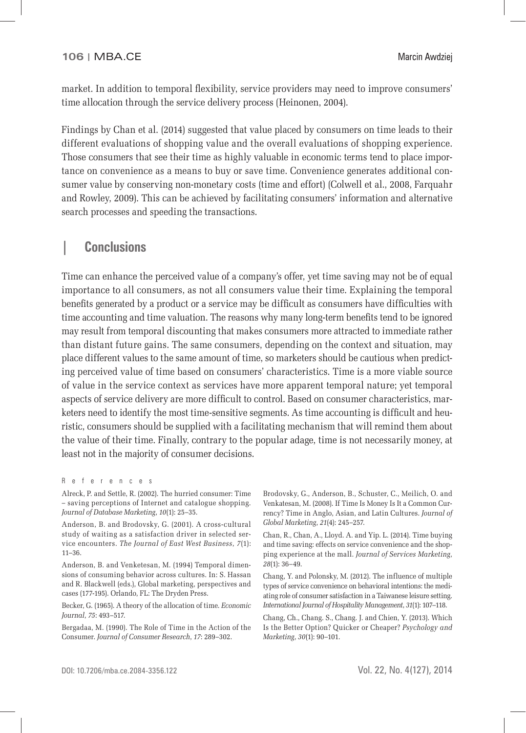market. In addition to temporal flexibility, service providers may need to improve consumers' time allocation through the service delivery process (Heinonen, 2004).

Findings by Chan et al. (2014) suggested that value placed by consumers on time leads to their different evaluations of shopping value and the overall evaluations of shopping experience. Those consumers that see their time as highly valuable in economic terms tend to place importance on convenience as a means to buy or save time. Convenience generates additional consumer value by conserving non-monetary costs (time and effort) (Colwell et al., 2008, Farquahr and Rowley, 2009). This can be achieved by facilitating consumers' information and alternative search processes and speeding the transactions.

## Conclusions

Time can enhance the perceived value of a company's offer, yet time saving may not be of equal importance to all consumers, as not all consumers value their time. Explaining the temporal benefits generated by a product or a service may be difficult as consumers have difficulties with time accounting and time valuation. The reasons why many long-term benefits tend to be ignored may result from temporal discounting that makes consumers more attracted to immediate rather than distant future gains. The same consumers, depending on the context and situation, may place different values to the same amount of time, so marketers should be cautious when predicting perceived value of time based on consumers' characteristics. Time is a more viable source of value in the service context as services have more apparent temporal nature; yet temporal aspects of service delivery are more difficult to control. Based on consumer characteristics, marketers need to identify the most time-sensitive segments. As time accounting is difficult and heuristic, consumers should be supplied with a facilitating mechanism that will remind them about the value of their time. Finally, contrary to the popular adage, time is not necessarily money, at least not in the majority of consumer decisions.

### References

Alreck, P. and Settle, R. (2002). The hurried consumer: Time – saving perceptions of Internet and catalogue shopping. *Journal of Database Marketing*, *10*(1): 25–35.

Anderson, B. and Brodovsky, G. (2001). A cross-cultural study of waiting as a satisfaction driver in selected service encounters. *The Journal of East West Business*, *7*(1): 11–36.

Anderson, B. and Venketesan, M. (1994) Temporal dimensions of consuming behavior across cultures. In: S. Hassan and R. Blackwell (eds.), Global marketing, perspectives and cases (177-195). Orlando, FL: The Dryden Press.

Becker, G. (1965). A theory of the allocation of time. *Economic Journal*, *75*: 493–517.

Bergadaa, M. (1990). The Role of Time in the Action of the Consumer. *Journal of Consumer Research*, *17*: 289–302.

Brodovsky, G., Anderson, B., Schuster, C., Meilich, O. and Venkatesan, M. (2008). If Time Is Money Is It a Common Currency? Time in Anglo, Asian, and Latin Cultures. *Journal of Global Marketing*, *21*(4): 245–257.

Chan, R., Chan, A., Lloyd. A. and Yip. L. (2014). Time buying and time saving: effects on service convenience and the shopping experience at the mall. *Journal of Services Marketing*, *28*(1): 36–49.

Chang, Y. and Polonsky, M. (2012). The influence of multiple types of service convenience on behavioral intentions: the mediating role of consumer satisfaction in a Taiwanese leisure setting. *International Journal of Hospitality Management*, *31*(1): 107–118.

Chang, Ch., Chang. S., Chang. J. and Chien, Y. (2013). Which Is the Better Option? Quicker or Cheaper? *Psychology and Marketing*, *30*(1): 90–101.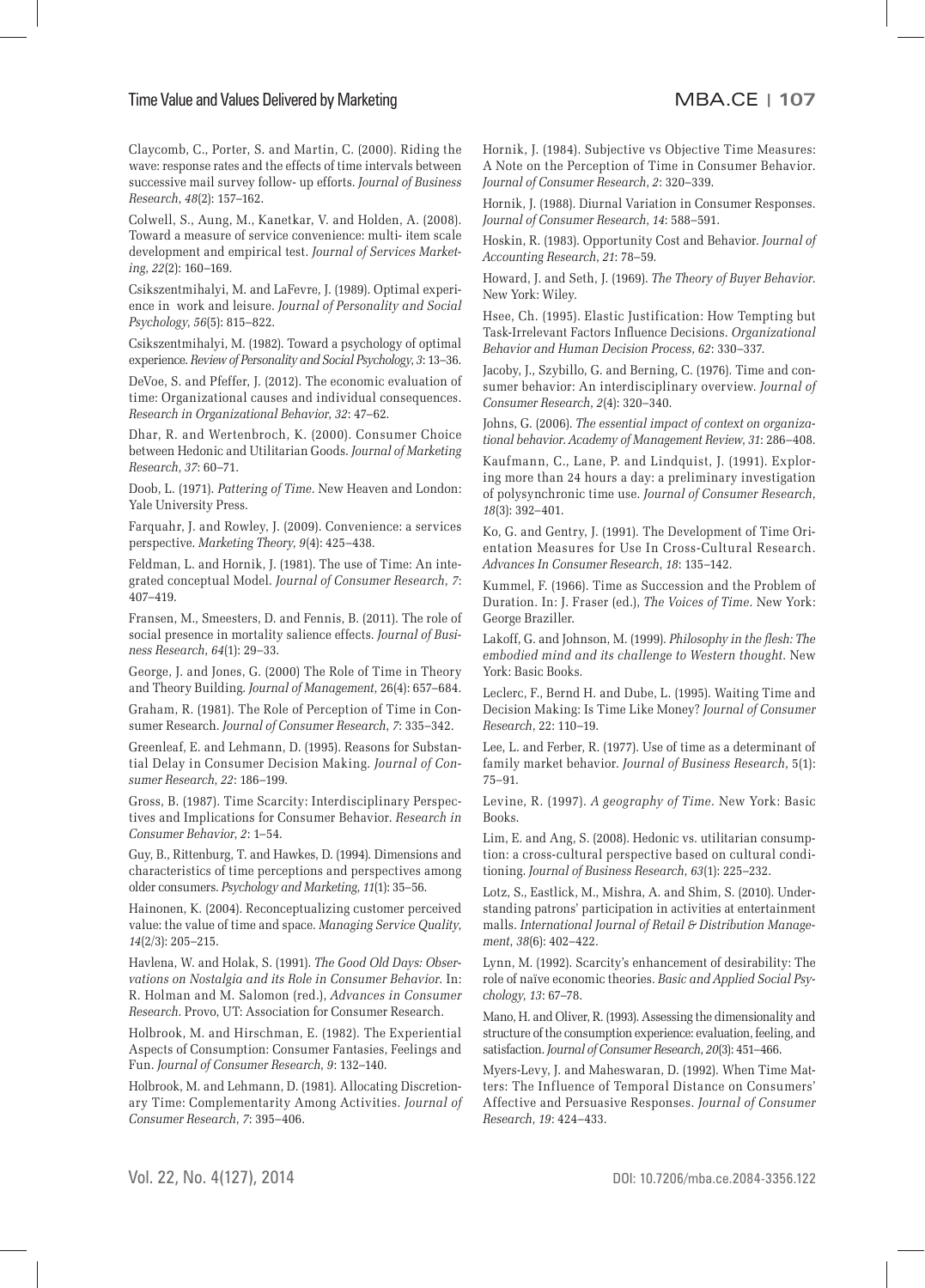Claycomb, C., Porter, S. and Martin, C. (2000). Riding the wave: response rates and the effects of time intervals between successive mail survey follow- up efforts. *Journal of Business Research*, *48*(2): 157–162.

Colwell, S., Aung, M., Kanetkar, V. and Holden, A. (2008). Toward a measure of service convenience: multi- item scale development and empirical test. *Journal of Services Marketing*, *22*(2): 160–169.

Csikszentmihalyi, M. and LaFevre, J. (1989). Optimal experience in work and leisure. *Journal of Personality and Social Psychology*, *56*(5): 815–822.

Csikszentmihalyi, M. (1982). Toward a psychology of optimal experience. *Review of Personality and Social Psychology*, *3*: 13–36.

DeVoe, S. and Pfeffer, J. (2012). The economic evaluation of time: Organizational causes and individual consequences. *Research in Organizational Behavior*, *32*: 47–62.

Dhar, R. and Wertenbroch, K. (2000). Consumer Choice between Hedonic and Utilitarian Goods. *Journal of Marketing Research*, *37*: 60–71.

Doob, L. (1971). *Pattering of Time*. New Heaven and London: Yale University Press.

Farquahr, J. and Rowley, J. (2009). Convenience: a services perspective. *Marketing Theory*, *9*(4): 425–438.

Feldman, L. and Hornik, J. (1981). The use of Time: An integrated conceptual Model. *Journal of Consumer Research*, *7*: 407–419.

Fransen, M., Smeesters, D. and Fennis, B. (2011). The role of social presence in mortality salience effects. *Journal of Business Research*, *64*(1): 29–33.

George, J. and Jones, G. (2000) The Role of Time in Theory and Theory Building. *Journal of Management*, 26(4): 657–684.

Graham, R. (1981). The Role of Perception of Time in Consumer Research. *Journal of Consumer Research*, *7*: 335–342.

Greenleaf, E. and Lehmann, D. (1995). Reasons for Substantial Delay in Consumer Decision Making. *Journal of Consumer Research*, *22*: 186–199.

Gross, B. (1987). Time Scarcity: Interdisciplinary Perspectives and Implications for Consumer Behavior. *Research in Consumer Behavior*, *2*: 1–54.

Guy, B., Rittenburg, T. and Hawkes, D. (1994). Dimensions and characteristics of time perceptions and perspectives among older consumers. *Psychology and Marketing*, *11*(1): 35–56.

Hainonen, K. (2004). Reconceptualizing customer perceived value: the value of time and space. *Managing Service Quality*, *14*(2/3): 205–215.

Havlena, W. and Holak, S. (1991). *The Good Old Days: Observations on Nostalgia and its Role in Consumer Behavior*. In: R. Holman and M. Salomon (red.), *Advances in Consumer Research*. Provo, UT: Association for Consumer Research.

Holbrook, M. and Hirschman, E. (1982). The Experiential Aspects of Consumption: Consumer Fantasies, Feelings and Fun. *Journal of Consumer Research*, *9*: 132–140.

Holbrook, M. and Lehmann, D. (1981). Allocating Discretionary Time: Complementarity Among Activities. *Journal of Consumer Research*, *7*: 395–406.

Hornik, J. (1984). Subjective vs Objective Time Measures: A Note on the Perception of Time in Consumer Behavior. *Journal of Consumer Research*, *2*: 320–339.

Hornik, J. (1988). Diurnal Variation in Consumer Responses. *Journal of Consumer Research*, *14*: 588–591.

Hoskin, R. (1983). Opportunity Cost and Behavior. *Journal of Accounting Research*, *21*: 78–59.

Howard, J. and Seth, J. (1969). *The Theory of Buyer Behavior*. New York: Wiley.

Hsee, Ch. (1995). Elastic Justification: How Tempting but Task-Irrelevant Factors Influence Decisions. *Organizational Behavior and Human Decision Process*, *62*: 330–337.

Jacoby, J., Szybillo, G. and Berning, C. (1976). Time and consumer behavior: An interdisciplinary overview. *Journal of Consumer Research*, *2*(4): 320–340.

Johns, G. (2006). *The essential impact of context on organizational behavior. Academy of Management Review*, *31*: 286–408.

Kaufmann, C., Lane, P. and Lindquist, J. (1991). Exploring more than 24 hours a day: a preliminary investigation of polysynchronic time use. *Journal of Consumer Research*, *18*(3): 392–401.

Ko, G. and Gentry, J. (1991). The Development of Time Orientation Measures for Use In Cross-Cultural Research. *Advances In Consumer Research*, *18*: 135–142.

Kummel, F. (1966). Time as Succession and the Problem of Duration. In: J. Fraser (ed.), *The Voices of Time*. New York: George Braziller.

Lakoff, G. and Johnson, M. (1999). *Philosophy in the flesh: The embodied mind and its challenge to Western thought*. New York: Basic Books.

Leclerc, F., Bernd H. and Dube, L. (1995). Waiting Time and Decision Making: Is Time Like Money? *Journal of Consumer Research*, 22: 110–19.

Lee, L. and Ferber, R. (1977). Use of time as a determinant of family market behavior. *Journal of Business Research*, 5(1): 75–91.

Levine, R. (1997). *A geography of Time*. New York: Basic Books.

Lim, E. and Ang, S. (2008). Hedonic vs. utilitarian consumption: a cross-cultural perspective based on cultural conditioning. *Journal of Business Research*, *63*(1): 225–232.

Lotz, S., Eastlick, M., Mishra, A. and Shim, S. (2010). Understanding patrons' participation in activities at entertainment malls. *International Journal of Retail & Distribution Management*, *38*(6): 402–422.

Lynn, M. (1992). Scarcity's enhancement of desirability: The role of naïve economic theories. *Basic and Applied Social Psychology*, *13*: 67–78.

Mano, H. and Oliver, R. (1993). Assessing the dimensionality and structure of the consumption experience: evaluation, feeling, and satisfaction. *Journal of Consumer Research*, *20*(3): 451–466.

Myers-Levy, J. and Maheswaran, D. (1992). When Time Matters: The Influence of Temporal Distance on Consumers' Affective and Persuasive Responses. *Journal of Consumer Research*, *19*: 424–433.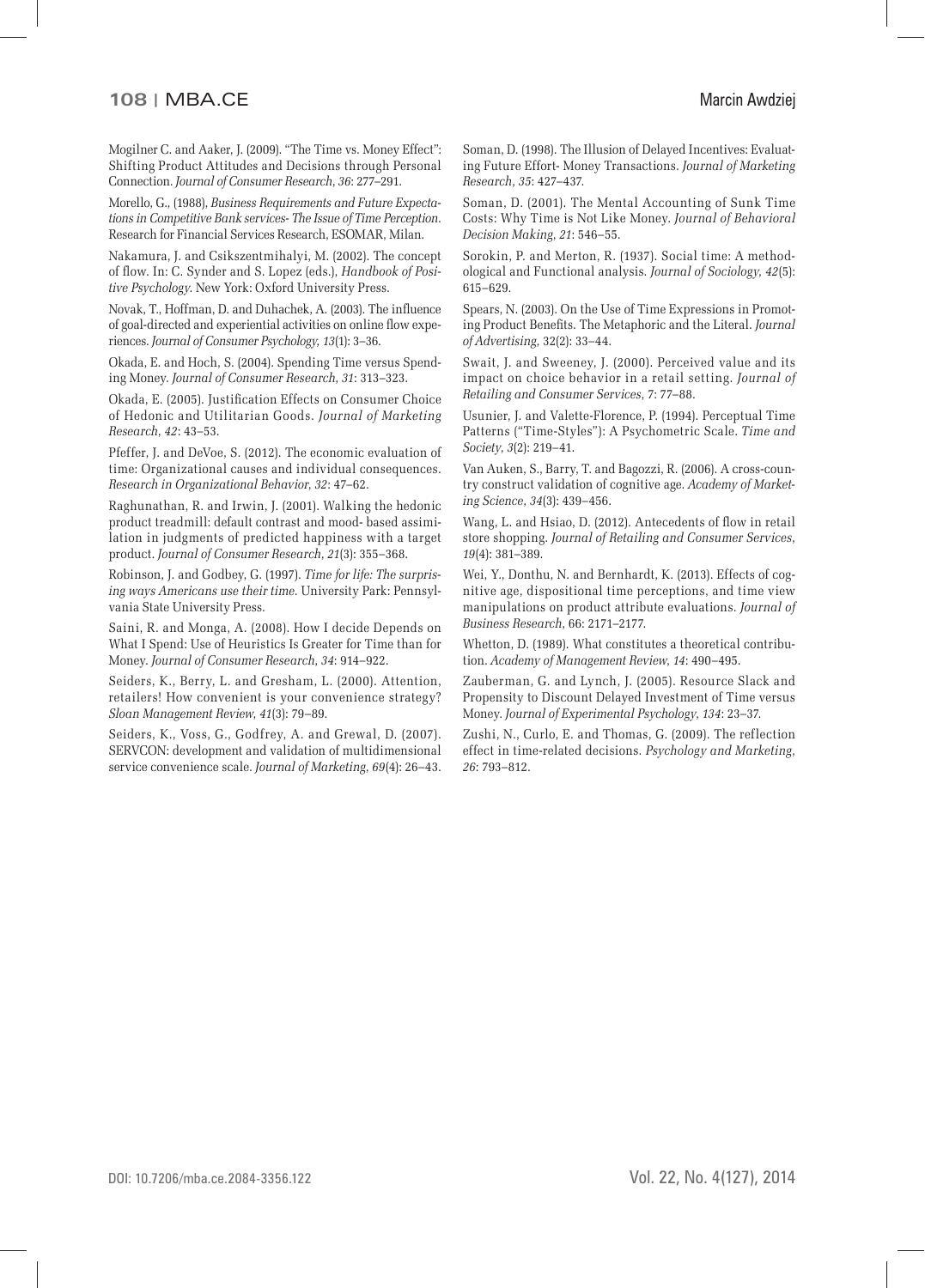Mogilner C. and Aaker, J. (2009). "The Time vs. Money Effect": Shifting Product Attitudes and Decisions through Personal Connection. *Journal of Consumer Research*, *36*: 277–291.

Morello, G., (1988), *Business Requirements and Future Expectations in Competitive Bank services- The Issue of Time Perception*. Research for Financial Services Research, ESOMAR, Milan.

Nakamura, J. and Csikszentmihalyi, M. (2002). The concept of flow. In: C. Synder and S. Lopez (eds.), *Handbook of Positive Psychology*. New York: Oxford University Press.

Novak, T., Hoffman, D. and Duhachek, A. (2003). The influence of goal-directed and experiential activities on online flow experiences. *Journal of Consumer Psychology*, *13*(1): 3–36.

Okada, E. and Hoch, S. (2004). Spending Time versus Spending Money. *Journal of Consumer Research*, *31*: 313–323.

Okada, E. (2005). Justification Effects on Consumer Choice of Hedonic and Utilitarian Goods. *Journal of Marketing Research*, *42*: 43–53.

Pfeffer, J. and DeVoe, S. (2012). The economic evaluation of time: Organizational causes and individual consequences. *Research in Organizational Behavior*, *32*: 47–62.

Raghunathan, R. and Irwin, J. (2001). Walking the hedonic product treadmill: default contrast and mood- based assimilation in judgments of predicted happiness with a target product. *Journal of Consumer Research*, *21*(3): 355–368.

Robinson, J. and Godbey, G. (1997). *Time for life: The surprising ways Americans use their time*. University Park: Pennsylvania State University Press.

Saini, R. and Monga, A. (2008). How I decide Depends on What I Spend: Use of Heuristics Is Greater for Time than for Money. *Journal of Consumer Research*, *34*: 914–922.

Seiders, K., Berry, L. and Gresham, L. (2000). Attention, retailers! How convenient is your convenience strategy? *Sloan Management Review*, *41*(3): 79–89.

Seiders, K., Voss, G., Godfrey, A. and Grewal, D. (2007). SERVCON: development and validation of multidimensional service convenience scale. *Journal of Marketing*, *69*(4): 26–43.

Soman, D. (1998). The Illusion of Delayed Incentives: Evaluating Future Effort- Money Transactions. *Journal of Marketing Research*, *35*: 427–437.

Soman, D. (2001). The Mental Accounting of Sunk Time Costs: Why Time is Not Like Money. *Journal of Behavioral Decision Making*, *21*: 546–55.

Sorokin, P. and Merton, R. (1937). Social time: A methodological and Functional analysis. *Journal of Sociology*, *42*(5): 615–629.

Spears, N. (2003). On the Use of Time Expressions in Promoting Product Benefits. The Metaphoric and the Literal. *Journal of Advertising*, 32(2): 33–44.

Swait, J. and Sweeney, J. (2000). Perceived value and its impact on choice behavior in a retail setting. *Journal of Retailing and Consumer Services*, 7: 77–88.

Usunier, J. and Valette-Florence, P. (1994). Perceptual Time Patterns ("Time-Styles"): A Psychometric Scale. *Time and Society*, *3*(2): 219–41.

Van Auken, S., Barry, T. and Bagozzi, R. (2006). A cross-country construct validation of cognitive age. *Academy of Marketing Science*, *34*(3): 439–456.

Wang, L. and Hsiao, D. (2012). Antecedents of flow in retail store shopping. *Journal of Retailing and Consumer Services*, *19*(4): 381–389.

Wei, Y., Donthu, N. and Bernhardt, K. (2013). Effects of cognitive age, dispositional time perceptions, and time view manipulations on product attribute evaluations. *Journal of Business Research*, 66: 2171–2177.

Whetton, D. (1989). What constitutes a theoretical contribution. *Academy of Management Review*, *14*: 490–495.

Zauberman, G. and Lynch, J. (2005). Resource Slack and Propensity to Discount Delayed Investment of Time versus Money. *Journal of Experimental Psychology*, *134*: 23–37.

Zushi, N., Curlo, E. and Thomas, G. (2009). The reflection effect in time-related decisions. *Psychology and Marketing*, *26*: 793–812.